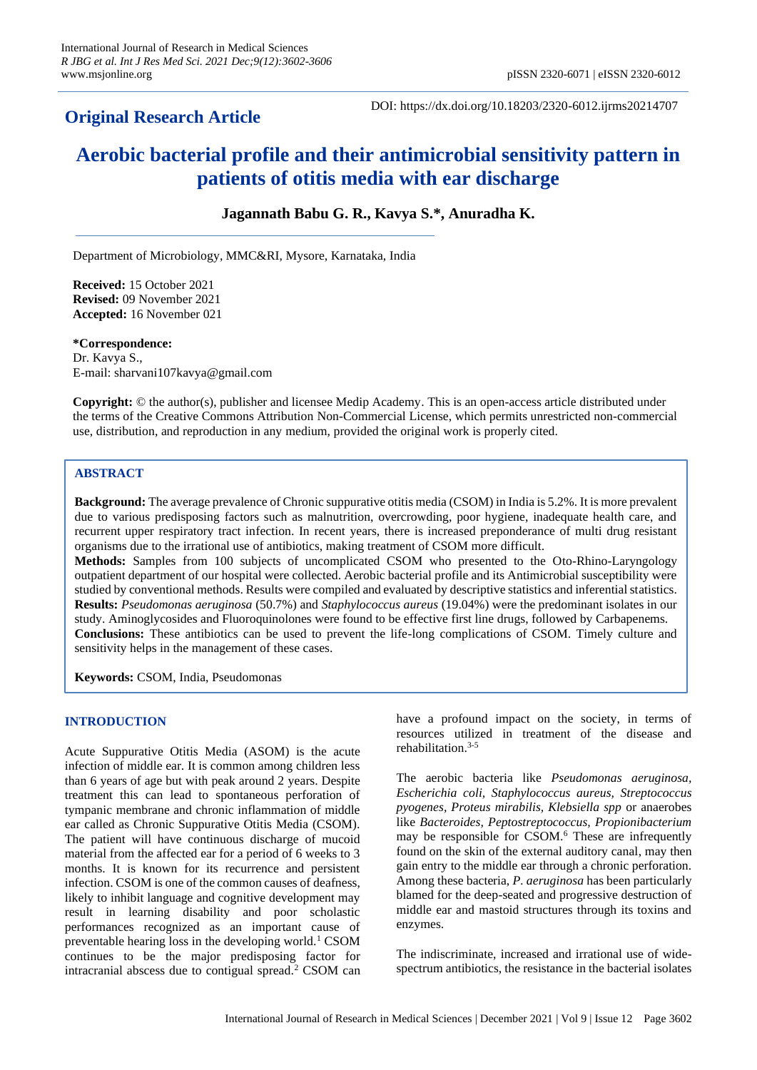**Original Research Article**

DOI: https://dx.doi.org/10.18203/2320-6012.ijrms20214707

# Aerobic bacterial profile and their antimicrobial sensitivity pattern in patients of otitis media with ear discharge

**Jagannath Babu G. R., Kavya S.*, Anuradha K.**

Department of Microbiology, MMC&RI, Mysore, Karnataka, India

**Received:** 15 October 2021
**Revised:** 09 November 2021
**Accepted:** 16 November 021

***Correspondence:**
Dr. Kavya S.,
E-mail: sharvani107kavya@gmail.com

**Copyright:** © the author(s), publisher and licensee Medip Academy. This is an open-access article distributed under the terms of the Creative Commons Attribution Non-Commercial License, which permits unrestricted non-commercial use, distribution, and reproduction in any medium, provided the original work is properly cited.

## ABSTRACT

**Background:** The average prevalence of Chronic suppurative otitis media (CSOM) in India is 5.2%. It is more prevalent due to various predisposing factors such as malnutrition, overcrowding, poor hygiene, inadequate health care, and recurrent upper respiratory tract infection. In recent years, there is increased preponderance of multi drug resistant organisms due to the irrational use of antibiotics, making treatment of CSOM more difficult.

**Methods:** Samples from 100 subjects of uncomplicated CSOM who presented to the Oto-Rhino-Laryngology outpatient department of our hospital were collected. Aerobic bacterial profile and its Antimicrobial susceptibility were studied by conventional methods. Results were compiled and evaluated by descriptive statistics and inferential statistics.

**Results:** *Pseudomonas aeruginosa* (50.7%) and *Staphylococcus aureus* (19.04%) were the predominant isolates in our study. Aminoglycosides and Fluoroquinolones were found to be effective first line drugs, followed by Carbapenems.

**Conclusions:** These antibiotics can be used to prevent the life-long complications of CSOM. Timely culture and sensitivity helps in the management of these cases.

**Keywords:** CSOM, India, Pseudomonas

## INTRODUCTION

Acute Suppurative Otitis Media (ASOM) is the acute infection of middle ear. It is common among children less than 6 years of age but with peak around 2 years. Despite treatment this can lead to spontaneous perforation of tympanic membrane and chronic inflammation of middle ear called as Chronic Suppurative Otitis Media (CSOM). The patient will have continuous discharge of mucoid material from the affected ear for a period of 6 weeks to 3 months. It is known for its recurrence and persistent infection. CSOM is one of the common causes of deafness, likely to inhibit language and cognitive development may result in learning disability and poor scholastic performances recognized as an important cause of preventable hearing loss in the developing world.[1] CSOM continues to be the major predisposing factor for intracranial abscess due to contigual spread.[2] CSOM can have a profound impact on the society, in terms of resources utilized in treatment of the disease and rehabilitation.[3-5]

The aerobic bacteria like *Pseudomonas aeruginosa, Escherichia coli, Staphylococcus aureus, Streptococcus pyogenes, Proteus mirabilis, Klebsiella spp* or anaerobes like *Bacteroides, Peptostreptococcus, Propionibacterium* may be responsible for CSOM.[6] These are infrequently found on the skin of the external auditory canal, may then gain entry to the middle ear through a chronic perforation. Among these bacteria, *P. aeruginosa* has been particularly blamed for the deep-seated and progressive destruction of middle ear and mastoid structures through its toxins and enzymes.

The indiscriminate, increased and irrational use of wide-spectrum antibiotics, the resistance in the bacterial isolates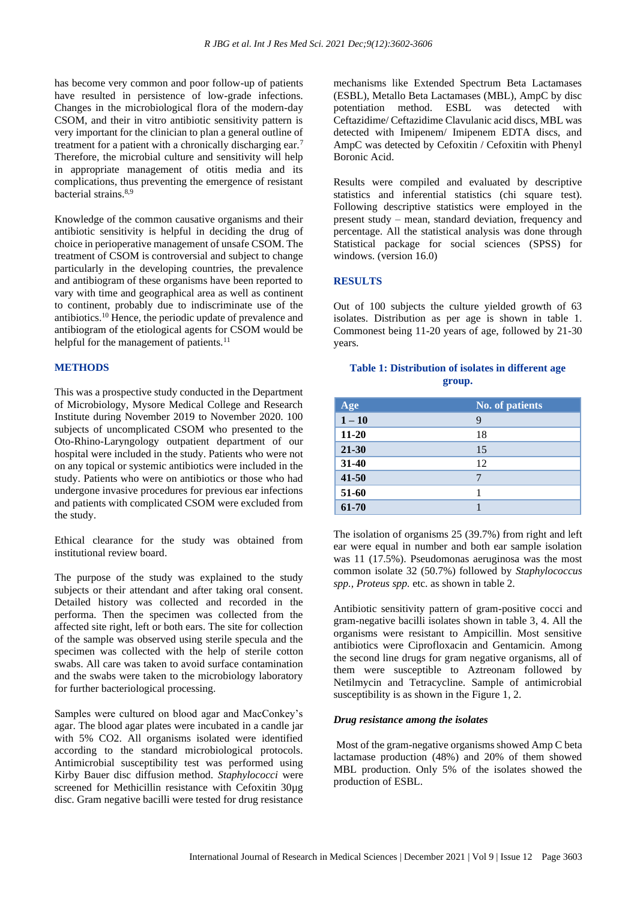has become very common and poor follow-up of patients have resulted in persistence of low-grade infections. Changes in the microbiological flora of the modern-day CSOM, and their in vitro antibiotic sensitivity pattern is very important for the clinician to plan a general outline of treatment for a patient with a chronically discharging ear.[7] Therefore, the microbial culture and sensitivity will help in appropriate management of otitis media and its complications, thus preventing the emergence of resistant bacterial strains.[8,9]

Knowledge of the common causative organisms and their antibiotic sensitivity is helpful in deciding the drug of choice in perioperative management of unsafe CSOM. The treatment of CSOM is controversial and subject to change particularly in the developing countries, the prevalence and antibiogram of these organisms have been reported to vary with time and geographical area as well as continent to continent, probably due to indiscriminate use of the antibiotics.[10] Hence, the periodic update of prevalence and antibiogram of the etiological agents for CSOM would be helpful for the management of patients.[11]

## METHODS

This was a prospective study conducted in the Department of Microbiology, Mysore Medical College and Research Institute during November 2019 to November 2020. 100 subjects of uncomplicated CSOM who presented to the Oto-Rhino-Laryngology outpatient department of our hospital were included in the study. Patients who were not on any topical or systemic antibiotics were included in the study. Patients who were on antibiotics or those who had undergone invasive procedures for previous ear infections and patients with complicated CSOM were excluded from the study.

Ethical clearance for the study was obtained from institutional review board.

The purpose of the study was explained to the study subjects or their attendant and after taking oral consent. Detailed history was collected and recorded in the performa. Then the specimen was collected from the affected site right, left or both ears. The site for collection of the sample was observed using sterile specula and the specimen was collected with the help of sterile cotton swabs. All care was taken to avoid surface contamination and the swabs were taken to the microbiology laboratory for further bacteriological processing.

Samples were cultured on blood agar and MacConkey's agar. The blood agar plates were incubated in a candle jar with 5% $CO_2$. All organisms isolated were identified according to the standard microbiological protocols. Antimicrobial susceptibility test was performed using Kirby Bauer disc diffusion method. *Staphylococci* were screened for Methicillin resistance with Cefoxitin 30µg disc. Gram negative bacilli were tested for drug resistance mechanisms like Extended Spectrum Beta Lactamases (ESBL), Metallo Beta Lactamases (MBL), AmpC by disc potentiation method. ESBL was detected with Ceftazidime/ Ceftazidime Clavulanic acid discs, MBL was detected with Imipenem/ Imipenem EDTA discs, and AmpC was detected by Cefoxitin / Cefoxitin with Phenyl Boronic Acid.

Results were compiled and evaluated by descriptive statistics and inferential statistics (chi square test). Following descriptive statistics were employed in the present study – mean, standard deviation, frequency and percentage. All the statistical analysis was done through Statistical package for social sciences (SPSS) for windows. (version 16.0)

## RESULTS

Out of 100 subjects the culture yielded growth of 63 isolates. Distribution as per age is shown in table 1. Commonest being 11-20 years of age, followed by 21-30 years.

**Table 1: Distribution of isolates in different age group.**

| Age | No. of patients |
|---|---|
| 1 – 10 | 9 |
| 11-20 | 18 |
| 21-30 | 15 |
| 31-40 | 12 |
| 41-50 | 7 |
| 51-60 | 1 |
| 61-70 | 1 |

The isolation of organisms 25 (39.7%) from right and left ear were equal in number and both ear sample isolation was 11 (17.5%). Pseudomonas aeruginosa was the most common isolate 32 (50.7%) followed by *Staphylococcus spp.*, *Proteus spp.* etc. as shown in table 2.

Antibiotic sensitivity pattern of gram-positive cocci and gram-negative bacilli isolates shown in table 3, 4. All the organisms were resistant to Ampicillin. Most sensitive antibiotics were Ciprofloxacin and Gentamicin. Among the second line drugs for gram negative organisms, all of them were susceptible to Aztreonam followed by Netilmycin and Tetracycline. Sample of antimicrobial susceptibility is as shown in the Figure 1, 2.

### *Drug resistance among the isolates*

Most of the gram-negative organisms showed Amp C beta lactamase production (48%) and 20% of them showed MBL production. Only 5% of the isolates showed the production of ESBL.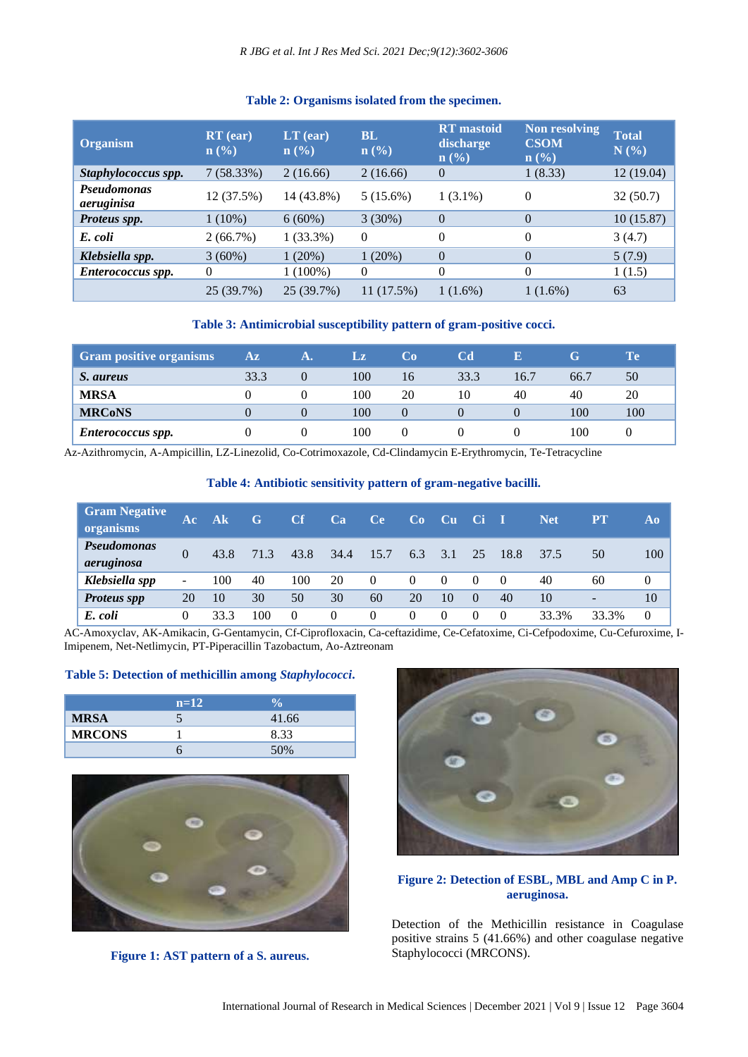**Table 2: Organisms isolated from the specimen.**

| Organism | RT (ear) n (%) | LT (ear) n (%) | BL n (%) | RT mastoid discharge n (%) | Non resolving CSOM n (%) | Total N (%) |
|---|---|---|---|---|---|---|
| *Staphylococcus spp.* | 7 (58.33%) | 2 (16.66) | 2 (16.66) | 0 | 1 (8.33) | 12 (19.04) |
| *Pseudomonas aeruginisa* | 12 (37.5%) | 14 (43.8%) | 5 (15.6%) | 1 (3.1%) | 0 | 32 (50.7) |
| *Proteus spp.* | 1 (10%) | 6 (60%) | 3 (30%) | 0 | 0 | 10 (15.87) |
| *E. coli* | 2 (66.7%) | 1 (33.3%) | 0 | 0 | 0 | 3 (4.7) |
| *Klebsiella spp.* | 3 (60%) | 1 (20%) | 1 (20%) | 0 | 0 | 5 (7.9) |
| *Enterococcus spp.* | 0 | 1 (100%) | 0 | 0 | 0 | 1 (1.5) |
| | 25 (39.7%) | 25 (39.7%) | 11 (17.5%) | 1 (1.6%) | 1 (1.6%) | 63 |

**Table 3: Antimicrobial susceptibility pattern of gram-positive cocci.**

| Gram positive organisms | Az | A. | Lz | Co | Cd | E | G | Te |
|---|---|---|---|---|---|---|---|---|
| *S. aureus* | 33.3 | 0 | 100 | 16 | 33.3 | 16.7 | 66.7 | 50 |
| MRSA | 0 | 0 | 100 | 20 | 10 | 40 | 40 | 20 |
| MRCoNS | 0 | 0 | 100 | 0 | 0 | 0 | 100 | 100 |
| *Enterococcus spp.* | 0 | 0 | 100 | 0 | 0 | 0 | 100 | 0 |

Az-Azithromycin, A-Ampicillin, LZ-Linezolid, Co-Cotrimoxazole, Cd-Clindamycin E-Erythromycin, Te-Tetracycline

**Table 4: Antibiotic sensitivity pattern of gram-negative bacilli.**

| Gram Negative organisms | Ac | Ak | G | Cf | Ca | Ce | Co | Cu | Ci | I | Net | PT | Ao |
|---|---|---|---|---|---|---|---|---|---|---|---|---|---|
| *Pseudomonas aeruginosa* | 0 | 43.8 | 71.3 | 43.8 | 34.4 | 15.7 | 6.3 | 3.1 | 25 | 18.8 | 37.5 | 50 | 100 |
| *Klebsiella spp* | - | 100 | 40 | 100 | 20 | 0 | 0 | 0 | 0 | 0 | 40 | 60 | 0 |
| *Proteus spp* | 20 | 10 | 30 | 50 | 30 | 60 | 20 | 10 | 0 | 40 | 10 | - | 10 |
| *E. coli* | 0 | 33.3 | 100 | 0 | 0 | 0 | 0 | 0 | 0 | 0 | 33.3% | 33.3% | 0 |

AC-Amoxyclav, AK-Amikacin, G-Gentamycin, Cf-Ciprofloxacin, Ca-ceftazidime, Ce-Cefatoxime, Ci-Cefpodoxime, Cu-Cefuroxime, I-Imipenem, Net-Netlimycin, PT-Piperacillin Tazobactum, Ao-Aztreonam

**Table 5: Detection of methicillin among *Staphylococci*.**

| | n=12 | % |
|---|---|---|
| MRSA | 5 | 41.66 |
| MRCONS | 1 | 8.33 |
| | 6 | 50% |

**Figure 1: AST pattern of a S. aureus.**

**Figure 2: Detection of ESBL, MBL and Amp C in P. aeruginosa.**

Detection of the Methicillin resistance in Coagulase positive strains 5 (41.66%) and other coagulase negative Staphylococci (MRCONS).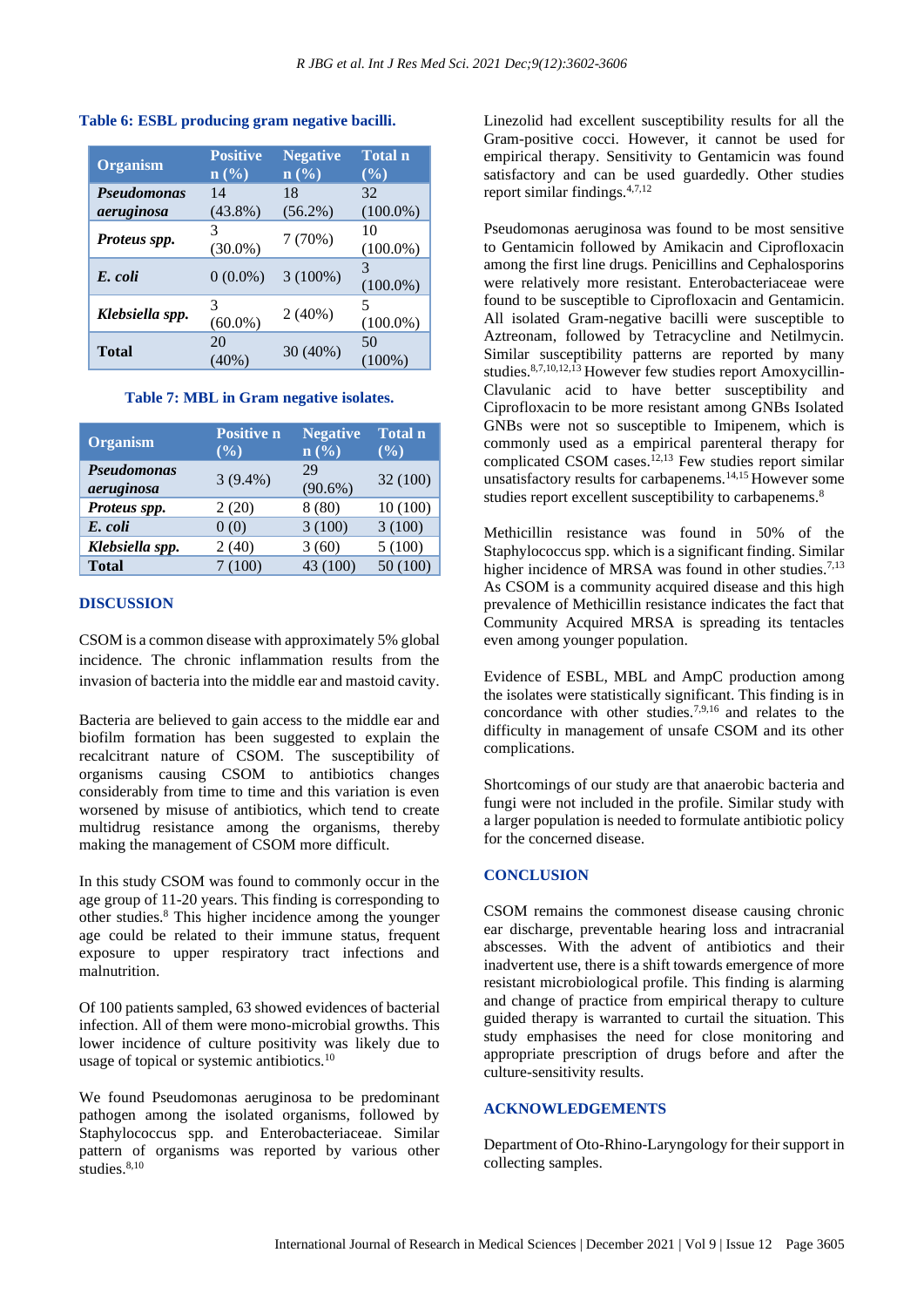**Table 6: ESBL producing gram negative bacilli.**

| Organism | Positive n (%) | Negative n (%) | Total n (%) |
|---|---|---|---|
| *Pseudomonas aeruginosa* | 14 (43.8%) | 18 (56.2%) | 32 (100.0%) |
| *Proteus spp.* | 3 (30.0%) | 7 (70%) | 10 (100.0%) |
| *E. coli* | 0 (0.0%) | 3 (100%) | 3 (100.0%) |
| *Klebsiella spp.* | 3 (60.0%) | 2 (40%) | 5 (100.0%) |
| **Total** | 20 (40%) | 30 (40%) | 50 (100%) |

**Table 7: MBL in Gram negative isolates.**

| Organism | Positive n (%) | Negative n (%) | Total n (%) |
|---|---|---|---|
| *Pseudomonas aeruginosa* | 3 (9.4%) | 29 (90.6%) | 32 (100) |
| *Proteus spp.* | 2 (20) | 8 (80) | 10 (100) |
| *E. coli* | 0 (0) | 3 (100) | 3 (100) |
| *Klebsiella spp.* | 2 (40) | 3 (60) | 5 (100) |
| **Total** | 7 (100) | 43 (100) | 50 (100) |

## DISCUSSION

CSOM is a common disease with approximately 5% global incidence. The chronic inflammation results from the invasion of bacteria into the middle ear and mastoid cavity.

Bacteria are believed to gain access to the middle ear and biofilm formation has been suggested to explain the recalcitrant nature of CSOM. The susceptibility of organisms causing CSOM to antibiotics changes considerably from time to time and this variation is even worsened by misuse of antibiotics, which tend to create multidrug resistance among the organisms, thereby making the management of CSOM more difficult.

In this study CSOM was found to commonly occur in the age group of 11-20 years. This finding is corresponding to other studies.[8] This higher incidence among the younger age could be related to their immune status, frequent exposure to upper respiratory tract infections and malnutrition.

Of 100 patients sampled, 63 showed evidences of bacterial infection. All of them were mono-microbial growths. This lower incidence of culture positivity was likely due to usage of topical or systemic antibiotics.[10]

We found Pseudomonas aeruginosa to be predominant pathogen among the isolated organisms, followed by Staphylococcus spp. and Enterobacteriaceae. Similar pattern of organisms was reported by various other studies.[8,10]

Linezolid had excellent susceptibility results for all the Gram-positive cocci. However, it cannot be used for empirical therapy. Sensitivity to Gentamicin was found satisfactory and can be used guardedly. Other studies report similar findings.[4,7,12]

Pseudomonas aeruginosa was found to be most sensitive to Gentamicin followed by Amikacin and Ciprofloxacin among the first line drugs. Penicillins and Cephalosporins were relatively more resistant. Enterobacteriaceae were found to be susceptible to Ciprofloxacin and Gentamicin. All isolated Gram-negative bacilli were susceptible to Aztreonam, followed by Tetracycline and Netilmycin. Similar susceptibility patterns are reported by many studies.[8,7,10,12,13] However few studies report Amoxycillin-Clavulanic acid to have better susceptibility and Ciprofloxacin to be more resistant among GNBs Isolated GNBs were not so susceptible to Imipenem, which is commonly used as a empirical parenteral therapy for complicated CSOM cases.[12,13] Few studies report similar unsatisfactory results for carbapenems.[14,15] However some studies report excellent susceptibility to carbapenems.[8]

Methicillin resistance was found in 50% of the Staphylococcus spp. which is a significant finding. Similar higher incidence of MRSA was found in other studies.[7,13] As CSOM is a community acquired disease and this high prevalence of Methicillin resistance indicates the fact that Community Acquired MRSA is spreading its tentacles even among younger population.

Evidence of ESBL, MBL and AmpC production among the isolates were statistically significant. This finding is in concordance with other studies.[7,9,16] and relates to the difficulty in management of unsafe CSOM and its other complications.

Shortcomings of our study are that anaerobic bacteria and fungi were not included in the profile. Similar study with a larger population is needed to formulate antibiotic policy for the concerned disease.

## CONCLUSION

CSOM remains the commonest disease causing chronic ear discharge, preventable hearing loss and intracranial abscesses. With the advent of antibiotics and their inadvertent use, there is a shift towards emergence of more resistant microbiological profile. This finding is alarming and change of practice from empirical therapy to culture guided therapy is warranted to curtail the situation. This study emphasises the need for close monitoring and appropriate prescription of drugs before and after the culture-sensitivity results.

## ACKNOWLEDGEMENTS

Department of Oto-Rhino-Laryngology for their support in collecting samples.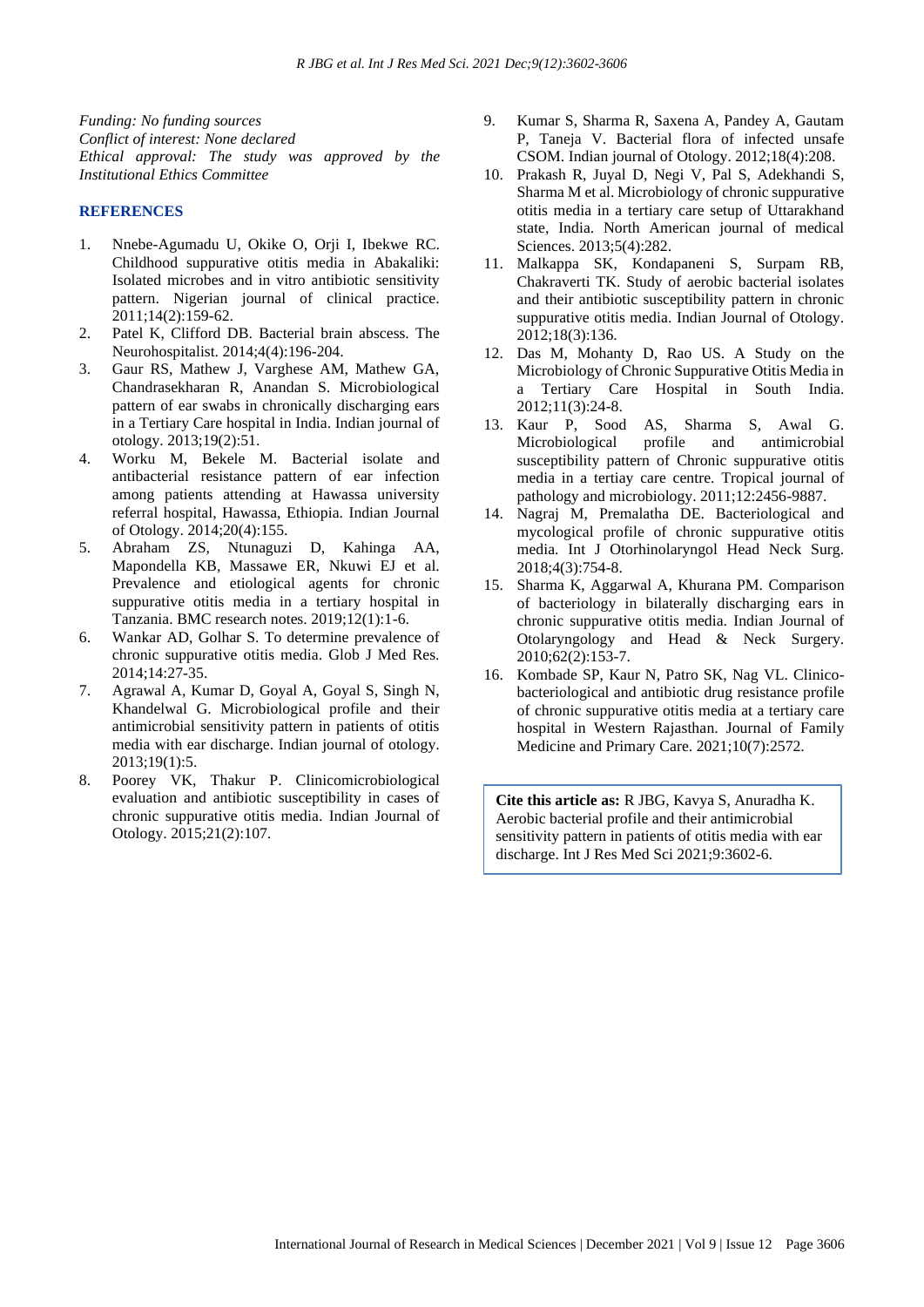*Funding: No funding sources*
*Conflict of interest: None declared*
*Ethical approval: The study was approved by the Institutional Ethics Committee*

## REFERENCES

1. Nnebe-Agumadu U, Okike O, Orji I, Ibekwe RC. Childhood suppurative otitis media in Abakaliki: Isolated microbes and in vitro antibiotic sensitivity pattern. Nigerian journal of clinical practice. 2011;14(2):159-62.
2. Patel K, Clifford DB. Bacterial brain abscess. The Neurohospitalist. 2014;4(4):196-204.
3. Gaur RS, Mathew J, Varghese AM, Mathew GA, Chandrasekharan R, Anandan S. Microbiological pattern of ear swabs in chronically discharging ears in a Tertiary Care hospital in India. Indian journal of otology. 2013;19(2):51.
4. Worku M, Bekele M. Bacterial isolate and antibacterial resistance pattern of ear infection among patients attending at Hawassa university referral hospital, Hawassa, Ethiopia. Indian Journal of Otology. 2014;20(4):155.
5. Abraham ZS, Ntunaguzi D, Kahinga AA, Mapondella KB, Massawe ER, Nkuwi EJ et al. Prevalence and etiological agents for chronic suppurative otitis media in a tertiary hospital in Tanzania. BMC research notes. 2019;12(1):1-6.
6. Wankar AD, Golhar S. To determine prevalence of chronic suppurative otitis media. Glob J Med Res. 2014;14:27-35.
7. Agrawal A, Kumar D, Goyal A, Goyal S, Singh N, Khandelwal G. Microbiological profile and their antimicrobial sensitivity pattern in patients of otitis media with ear discharge. Indian journal of otology. 2013;19(1):5.
8. Poorey VK, Thakur P. Clinicomicrobiological evaluation and antibiotic susceptibility in cases of chronic suppurative otitis media. Indian Journal of Otology. 2015;21(2):107.
9. Kumar S, Sharma R, Saxena A, Pandey A, Gautam P, Taneja V. Bacterial flora of infected unsafe CSOM. Indian journal of Otology. 2012;18(4):208.
10. Prakash R, Juyal D, Negi V, Pal S, Adekhandi S, Sharma M et al. Microbiology of chronic suppurative otitis media in a tertiary care setup of Uttarakhand state, India. North American journal of medical Sciences. 2013;5(4):282.
11. Malkappa SK, Kondapaneni S, Surpam RB, Chakraverti TK. Study of aerobic bacterial isolates and their antibiotic susceptibility pattern in chronic suppurative otitis media. Indian Journal of Otology. 2012;18(3):136.
12. Das M, Mohanty D, Rao US. A Study on the Microbiology of Chronic Suppurative Otitis Media in a Tertiary Care Hospital in South India. 2012;11(3):24-8.
13. Kaur P, Sood AS, Sharma S, Awal G. Microbiological profile and antimicrobial susceptibility pattern of Chronic suppurative otitis media in a tertiay care centre. Tropical journal of pathology and microbiology. 2011;12:2456-9887.
14. Nagraj M, Premalatha DE. Bacteriological and mycological profile of chronic suppurative otitis media. Int J Otorhinolaryngol Head Neck Surg. 2018;4(3):754-8.
15. Sharma K, Aggarwal A, Khurana PM. Comparison of bacteriology in bilaterally discharging ears in chronic suppurative otitis media. Indian Journal of Otolaryngology and Head & Neck Surgery. 2010;62(2):153-7.
16. Kombade SP, Kaur N, Patro SK, Nag VL. Clinico-bacteriological and antibiotic drug resistance profile of chronic suppurative otitis media at a tertiary care hospital in Western Rajasthan. Journal of Family Medicine and Primary Care. 2021;10(7):2572.

**Cite this article as:** R JBG, Kavya S, Anuradha K. Aerobic bacterial profile and their antimicrobial sensitivity pattern in patients of otitis media with ear discharge. Int J Res Med Sci 2021;9:3602-6.